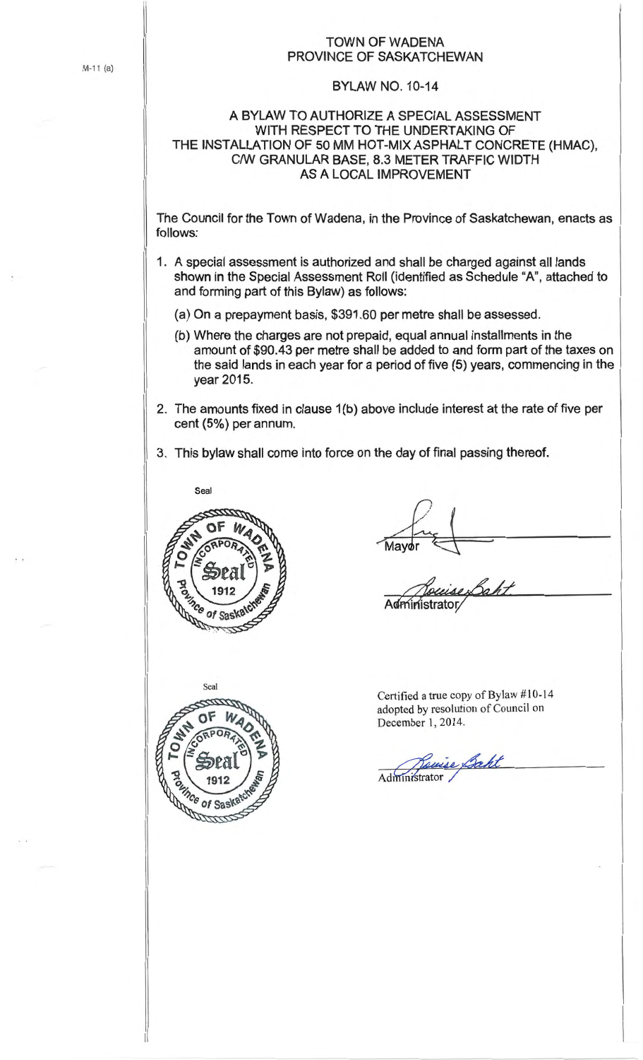M-11 (a)

# TOWN OF WADENA
## PROVINCE OF SASKATCHEWAN

### BYLAW NO. 10-14

### A BYLAW TO AUTHORIZE A SPECIAL ASSESSMENT WITH RESPECT TO THE UNDERTAKING OF THE INSTALLATION OF 50 MM HOT-MIX ASPHALT CONCRETE (HMAC), C/W GRANULAR BASE, 8.3 METER TRAFFIC WIDTH AS A LOCAL IMPROVEMENT

The Council for the Town of Wadena, in the Province of Saskatchewan, enacts as follows:

1. A special assessment is authorized and shall be charged against all lands shown in the Special Assessment Roll (identified as Schedule "A", attached to and forming part of this Bylaw) as follows:

   (a) On a prepayment basis, $391.60 per metre shall be assessed.

   (b) Where the charges are not prepaid, equal annual installments in the amount of $90.43 per metre shall be added to and form part of the taxes on the said lands in each year for a period of five (5) years, commencing in the year 2015.

2. The amounts fixed in clause 1(b) above include interest at the rate of five per cent (5%) per annum.

3. This bylaw shall come into force on the day of final passing thereof.

Seal

TOWN OF WADENA INCORPORATED Seal 1912 Province of Saskatchewan

Mayor

Administrator

Seal

TOWN OF WADENA INCORPORATED Seal 1912 Province of Saskatchewan

Certified a true copy of Bylaw #10-14 adopted by resolution of Council on December 1, 2014.

Administrator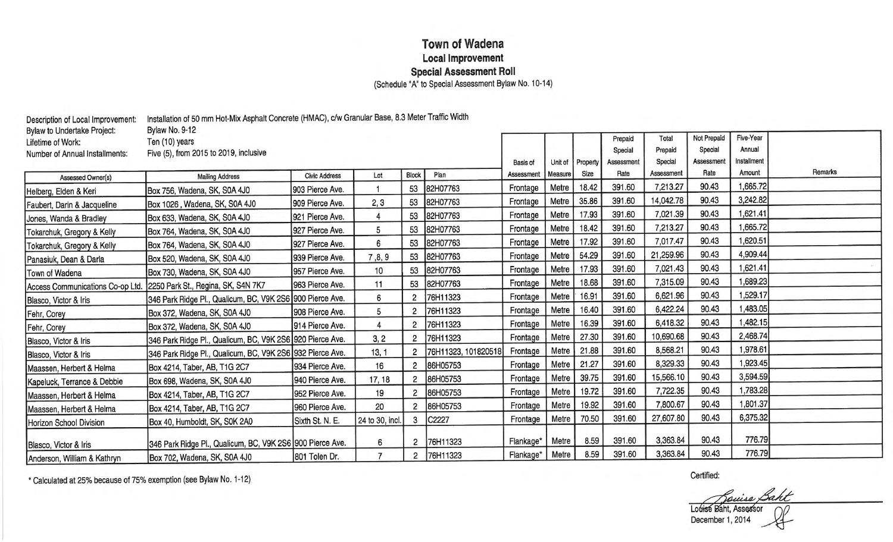# Town of Wadena

## Local Improvement

## Special Assessment Roll

(Schedule "A" to Special Assessment Bylaw No. 10-14)

Description of Local Improvement: Installation of 50 mm Hot-Mix Asphalt Concrete (HMAC), c/w Granular Base, 8.3 Meter Traffic Width
Bylaw to Undertake Project: Bylaw No. 9-12
Lifetime of Work: Ten (10) years
Number of Annual Installments: Five (5), from 2015 to 2019, inclusive

| Assessed Owner(s) | Mailing Address | Civic Address | Lot | Block | Plan | Basis of Assessment | Unit of Measure | Property Size | Prepaid Special Assessment Rate | Total Prepaid Special Assessment | Not Prepaid Special Assessment Rate | Five-Year Annual Installment Amount | Remarks |
|---|---|---|---|---|---|---|---|---|---|---|---|---|---|
| Helberg, Elden & Keri | Box 756, Wadena, SK, S0A 4J0 | 903 Pierce Ave. | 1 | 53 | 82H07763 | Frontage | Metre | 18.42 | 391.60 | 7,213.27 | 90.43 | 1,665.72 | |
| Faubert, Darin & Jacqueline | Box 1026 , Wadena, SK, S0A 4J0 | 909 Pierce Ave. | 2, 3 | 53 | 82H07763 | Frontage | Metre | 35.86 | 391.60 | 14,042.78 | 90.43 | 3,242.82 | |
| Jones, Wanda & Bradley | Box 633, Wadena, SK, S0A 4J0 | 921 Pierce Ave. | 4 | 53 | 82H07763 | Frontage | Metre | 17.93 | 391.60 | 7,021.39 | 90.43 | 1,621.41 | |
| Tokarchuk, Gregory & Kelly | Box 764, Wadena, SK, S0A 4J0 | 927 Pierce Ave. | 5 | 53 | 82H07763 | Frontage | Metre | 18.42 | 391.60 | 7,213.27 | 90.43 | 1,665.72 | |
| Tokarchuk, Gregory & Kelly | Box 764, Wadena, SK, S0A 4J0 | 927 Pierce Ave. | 6 | 53 | 82H07763 | Frontage | Metre | 17.92 | 391.60 | 7,017.47 | 90.43 | 1,620.51 | |
| Panasiuk, Dean & Darla | Box 520, Wadena, SK, S0A 4J0 | 939 Pierce Ave. | 7 ,8, 9 | 53 | 82H07763 | Frontage | Metre | 54.29 | 391.60 | 21,259.96 | 90.43 | 4,909.44 | |
| Town of Wadena | Box 730, Wadena, SK, S0A 4J0 | 957 Pierce Ave. | 10 | 53 | 82H07763 | Frontage | Metre | 17.93 | 391.60 | 7,021.43 | 90.43 | 1,621.41 | |
| Access Communications Co-op Ltd. | 2250 Park St., Regina, SK, S4N 7K7 | 963 Pierce Ave. | 11 | 53 | 82H07763 | Frontage | Metre | 18.68 | 391.60 | 7,315.09 | 90.43 | 1,689.23 | |
| Blasco, Victor & Iris | 346 Park Ridge Pl., Qualicum, BC, V9K 2S6 | 900 Pierce Ave. | 6 | 2 | 76H11323 | Frontage | Metre | 16.91 | 391.60 | 6,621.96 | 90.43 | 1,529.17 | |
| Fehr, Corey | Box 372, Wadena, SK, S0A 4J0 | 908 Pierce Ave. | 5 | 2 | 76H11323 | Frontage | Metre | 16.40 | 391.60 | 6,422.24 | 90.43 | 1,483.05 | |
| Fehr, Corey | Box 372, Wadena, SK, S0A 4J0 | 914 Pierce Ave. | 4 | 2 | 76H11323 | Frontage | Metre | 16.39 | 391.60 | 6,418.32 | 90.43 | 1,482.15 | |
| Blasco, Victor & Iris | 346 Park Ridge Pl., Qualicum, BC, V9K 2S6 | 920 Pierce Ave. | 3, 2 | 2 | 76H11323 | Frontage | Metre | 27.30 | 391.60 | 10,690.68 | 90.43 | 2,468.74 | |
| Blasco, Victor & Iris | 346 Park Ridge Pl., Qualicum, BC, V9K 2S6 | 932 Pierce Ave. | 13, 1 | 2 | 76H11323, 101820518 | Frontage | Metre | 21.88 | 391.60 | 8,568.21 | 90.43 | 1,978.61 | |
| Maassen, Herbert & Helma | Box 4214, Taber, AB, T1G 2C7 | 934 Pierce Ave. | 16 | 2 | 86H05753 | Frontage | Metre | 21.27 | 391.60 | 8,329.33 | 90.43 | 1,923.45 | |
| Kapeluck, Terrance & Debbie | Box 698, Wadena, SK, S0A 4J0 | 940 Pierce Ave. | 17, 18 | 2 | 86H05753 | Frontage | Metre | 39.75 | 391.60 | 15,566.10 | 90.43 | 3,594.59 | |
| Maassen, Herbert & Helma | Box 4214, Taber, AB, T1G 2C7 | 952 Pierce Ave. | 19 | 2 | 86H05753 | Frontage | Metre | 19.72 | 391.60 | 7,722.35 | 90.43 | 1,783.28 | |
| Maassen, Herbert & Helma | Box 4214, Taber, AB, T1G 2C7 | 960 Pierce Ave. | 20 | 2 | 86H05753 | Frontage | Metre | 19.92 | 391.60 | 7,800.67 | 90.43 | 1,801.37 | |
| Horizon School Division | Box 40, Humboldt, SK, S0K 2A0 | Sixth St. N. E. | 24 to 30, incl. | 3 | C2227 | Frontage | Metre | 70.50 | 391.60 | 27,607.80 | 90.43 | 6,375.32 | |
| Blasco, Victor & Iris | 346 Park Ridge Pl., Qualicum, BC, V9K 2S6 | 900 Pierce Ave. | 6 | 2 | 76H11323 | Flankage* | Metre | 8.59 | 391.60 | 3,363.84 | 90.43 | 776.79 | |
| Anderson, William & Kathryn | Box 702, Wadena, SK, S0A 4J0 | 801 Tolen Dr. | 7 | 2 | 76H11323 | Flankage* | Metre | 8.59 | 391.60 | 3,363.84 | 90.43 | 776.79 | |

\* Calculated at 25% because of 75% exemption (see Bylaw No. 1-12)

Certified:

Louise Baht, Assessor
December 1, 2014